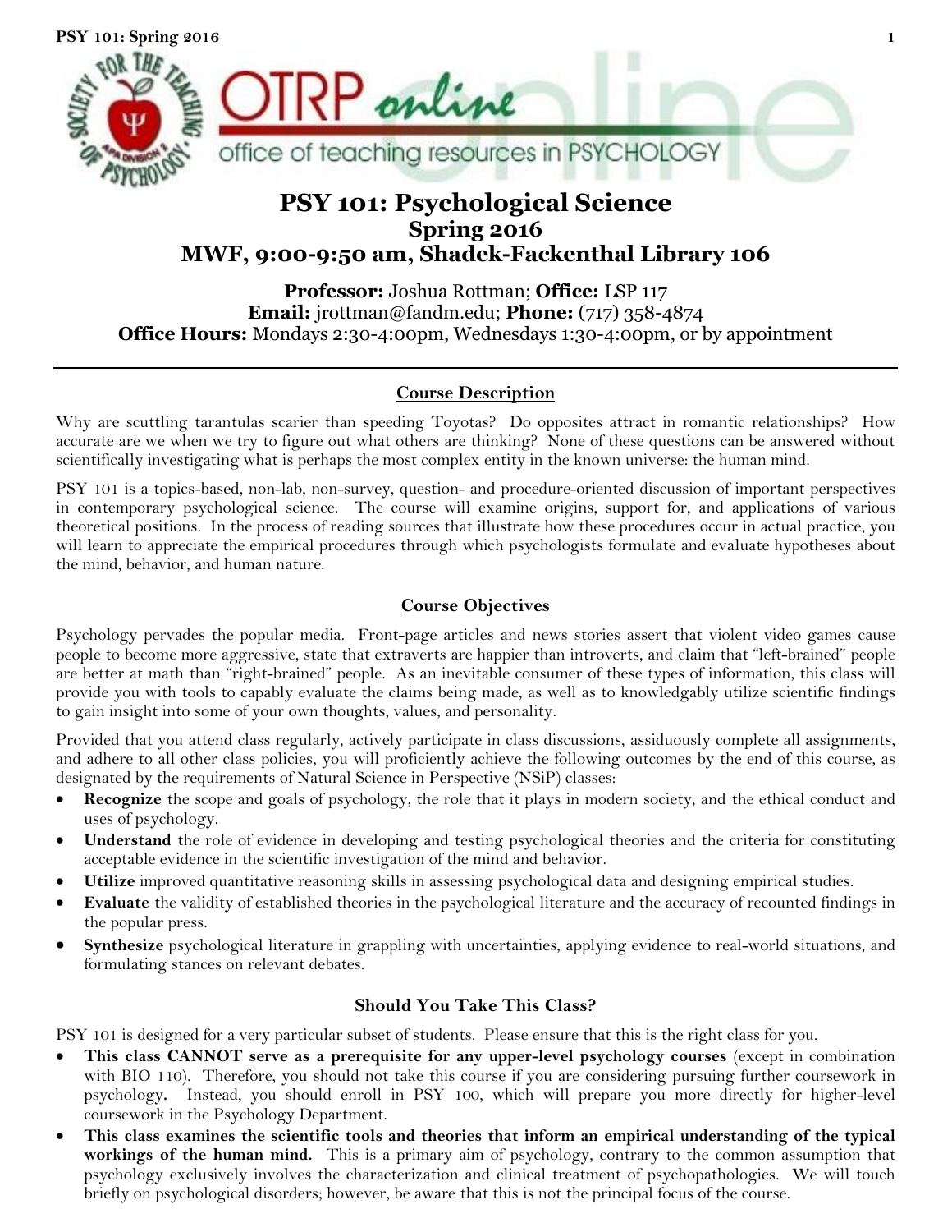# PSY 101: Psychological Science

## Spring 2016

## MWF, 9:00-9:50 am, Shadek-Fackenthal Library 106

**Professor:** Joshua Rottman; **Office:** LSP 117
**Email:** jrottman@fandm.edu; **Phone:** (717) 358-4874
**Office Hours:** Mondays 2:30-4:00pm, Wednesdays 1:30-4:00pm, or by appointment

---

### Course Description

Why are scuttling tarantulas scarier than speeding Toyotas? Do opposites attract in romantic relationships? How accurate are we when we try to figure out what others are thinking? None of these questions can be answered without scientifically investigating what is perhaps the most complex entity in the known universe: the human mind.

PSY 101 is a topics-based, non-lab, non-survey, question- and procedure-oriented discussion of important perspectives in contemporary psychological science. The course will examine origins, support for, and applications of various theoretical positions. In the process of reading sources that illustrate how these procedures occur in actual practice, you will learn to appreciate the empirical procedures through which psychologists formulate and evaluate hypotheses about the mind, behavior, and human nature.

### Course Objectives

Psychology pervades the popular media. Front-page articles and news stories assert that violent video games cause people to become more aggressive, state that extraverts are happier than introverts, and claim that "left-brained" people are better at math than "right-brained" people. As an inevitable consumer of these types of information, this class will provide you with tools to capably evaluate the claims being made, as well as to knowledgably utilize scientific findings to gain insight into some of your own thoughts, values, and personality.

Provided that you attend class regularly, actively participate in class discussions, assiduously complete all assignments, and adhere to all other class policies, you will proficiently achieve the following outcomes by the end of this course, as designated by the requirements of Natural Science in Perspective (NSiP) classes:

- **Recognize** the scope and goals of psychology, the role that it plays in modern society, and the ethical conduct and uses of psychology.
- **Understand** the role of evidence in developing and testing psychological theories and the criteria for constituting acceptable evidence in the scientific investigation of the mind and behavior.
- **Utilize** improved quantitative reasoning skills in assessing psychological data and designing empirical studies.
- **Evaluate** the validity of established theories in the psychological literature and the accuracy of recounted findings in the popular press.
- **Synthesize** psychological literature in grappling with uncertainties, applying evidence to real-world situations, and formulating stances on relevant debates.

### Should You Take This Class?

PSY 101 is designed for a very particular subset of students. Please ensure that this is the right class for you.

- **This class CANNOT serve as a prerequisite for any upper-level psychology courses** (except in combination with BIO 110). Therefore, you should not take this course if you are considering pursuing further coursework in psychology**.** Instead, you should enroll in PSY 100, which will prepare you more directly for higher-level coursework in the Psychology Department.
- **This class examines the scientific tools and theories that inform an empirical understanding of the typical workings of the human mind.** This is a primary aim of psychology, contrary to the common assumption that psychology exclusively involves the characterization and clinical treatment of psychopathologies. We will touch briefly on psychological disorders; however, be aware that this is not the principal focus of the course.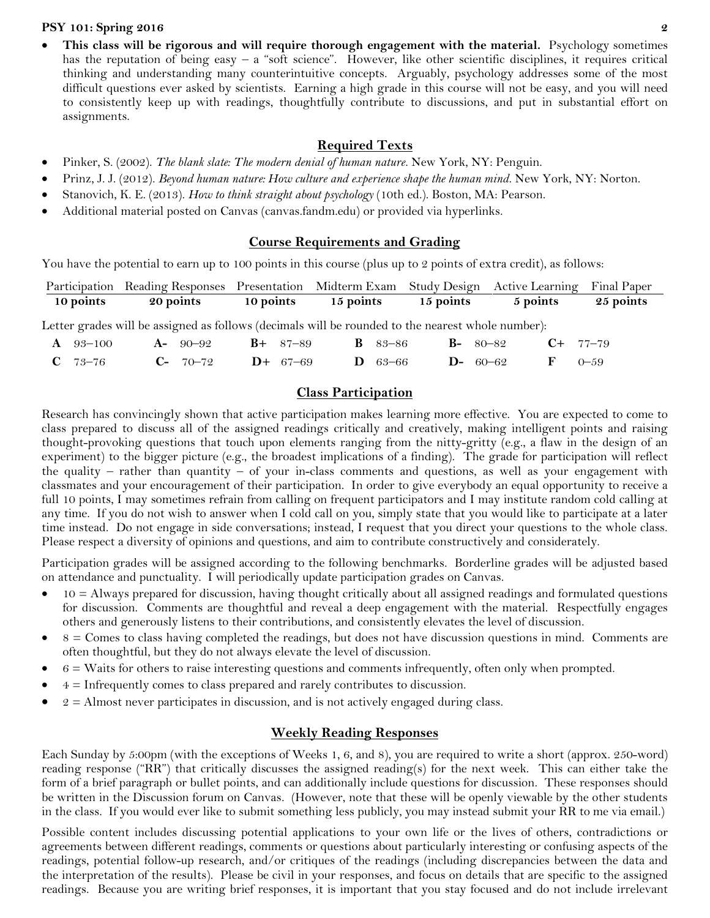- **This class will be rigorous and will require thorough engagement with the material.** Psychology sometimes has the reputation of being easy – a "soft science". However, like other scientific disciplines, it requires critical thinking and understanding many counterintuitive concepts. Arguably, psychology addresses some of the most difficult questions ever asked by scientists. Earning a high grade in this course will not be easy, and you will need to consistently keep up with readings, thoughtfully contribute to discussions, and put in substantial effort on assignments.

## Required Texts

- Pinker, S. (2002). *The blank slate: The modern denial of human nature.* New York, NY: Penguin.
- Prinz, J. J. (2012). *Beyond human nature: How culture and experience shape the human mind.* New York, NY: Norton.
- Stanovich, K. E. (2013). *How to think straight about psychology* (10th ed.). Boston, MA: Pearson.
- Additional material posted on Canvas (canvas.fandm.edu) or provided via hyperlinks.

## Course Requirements and Grading

You have the potential to earn up to 100 points in this course (plus up to 2 points of extra credit), as follows:

| Participation | Reading Responses | Presentation | Midterm Exam | Study Design | Active Learning | Final Paper |
|---|---|---|---|---|---|---|
| **10 points** | **20 points** | **10 points** | **15 points** | **15 points** | **5 points** | **25 points** |

Letter grades will be assigned as follows (decimals will be rounded to the nearest whole number):

| | | | | | | | | | | | |
|---|---|---|---|---|---|---|---|---|---|---|---|
| **A** | 93–100 | **A-** | 90–92 | **B+** | 87–89 | **B** | 83–86 | **B-** | 80–82 | **C+** | 77–79 |
| **C** | 73–76 | **C-** | 70–72 | **D+** | 67–69 | **D** | 63–66 | **D-** | 60–62 | **F** | 0–59 |

## Class Participation

Research has convincingly shown that active participation makes learning more effective. You are expected to come to class prepared to discuss all of the assigned readings critically and creatively, making intelligent points and raising thought-provoking questions that touch upon elements ranging from the nitty-gritty (e.g., a flaw in the design of an experiment) to the bigger picture (e.g., the broadest implications of a finding). The grade for participation will reflect the quality – rather than quantity – of your in-class comments and questions, as well as your engagement with classmates and your encouragement of their participation. In order to give everybody an equal opportunity to receive a full 10 points, I may sometimes refrain from calling on frequent participators and I may institute random cold calling at any time. If you do not wish to answer when I cold call on you, simply state that you would like to participate at a later time instead. Do not engage in side conversations; instead, I request that you direct your questions to the whole class. Please respect a diversity of opinions and questions, and aim to contribute constructively and considerately.

Participation grades will be assigned according to the following benchmarks. Borderline grades will be adjusted based on attendance and punctuality. I will periodically update participation grades on Canvas.

- 10 = Always prepared for discussion, having thought critically about all assigned readings and formulated questions for discussion. Comments are thoughtful and reveal a deep engagement with the material. Respectfully engages others and generously listens to their contributions, and consistently elevates the level of discussion.
- 8 = Comes to class having completed the readings, but does not have discussion questions in mind. Comments are often thoughtful, but they do not always elevate the level of discussion.
- 6 = Waits for others to raise interesting questions and comments infrequently, often only when prompted.
- 4 = Infrequently comes to class prepared and rarely contributes to discussion.
- 2 = Almost never participates in discussion, and is not actively engaged during class.

## Weekly Reading Responses

Each Sunday by 5:00pm (with the exceptions of Weeks 1, 6, and 8), you are required to write a short (approx. 250-word) reading response ("RR") that critically discusses the assigned reading(s) for the next week. This can either take the form of a brief paragraph or bullet points, and can additionally include questions for discussion. These responses should be written in the Discussion forum on Canvas. (However, note that these will be openly viewable by the other students in the class. If you would ever like to submit something less publicly, you may instead submit your RR to me via email.)

Possible content includes discussing potential applications to your own life or the lives of others, contradictions or agreements between different readings, comments or questions about particularly interesting or confusing aspects of the readings, potential follow-up research, and/or critiques of the readings (including discrepancies between the data and the interpretation of the results). Please be civil in your responses, and focus on details that are specific to the assigned readings. Because you are writing brief responses, it is important that you stay focused and do not include irrelevant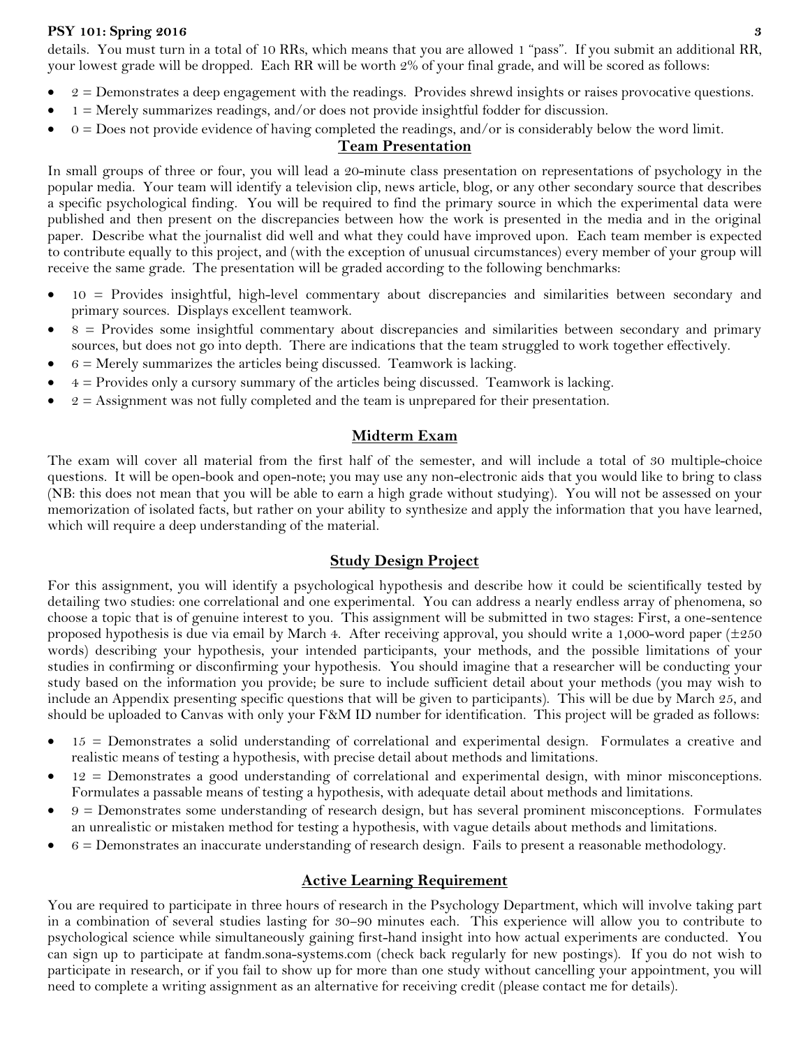details. You must turn in a total of 10 RRs, which means that you are allowed 1 "pass". If you submit an additional RR, your lowest grade will be dropped. Each RR will be worth 2% of your final grade, and will be scored as follows:

- 2 = Demonstrates a deep engagement with the readings. Provides shrewd insights or raises provocative questions.
- 1 = Merely summarizes readings, and/or does not provide insightful fodder for discussion.
- 0 = Does not provide evidence of having completed the readings, and/or is considerably below the word limit.

## Team Presentation

In small groups of three or four, you will lead a 20-minute class presentation on representations of psychology in the popular media. Your team will identify a television clip, news article, blog, or any other secondary source that describes a specific psychological finding. You will be required to find the primary source in which the experimental data were published and then present on the discrepancies between how the work is presented in the media and in the original paper. Describe what the journalist did well and what they could have improved upon. Each team member is expected to contribute equally to this project, and (with the exception of unusual circumstances) every member of your group will receive the same grade. The presentation will be graded according to the following benchmarks:

- 10 = Provides insightful, high-level commentary about discrepancies and similarities between secondary and primary sources. Displays excellent teamwork.
- 8 = Provides some insightful commentary about discrepancies and similarities between secondary and primary sources, but does not go into depth. There are indications that the team struggled to work together effectively.
- 6 = Merely summarizes the articles being discussed. Teamwork is lacking.
- 4 = Provides only a cursory summary of the articles being discussed. Teamwork is lacking.
- 2 = Assignment was not fully completed and the team is unprepared for their presentation.

## Midterm Exam

The exam will cover all material from the first half of the semester, and will include a total of 30 multiple-choice questions. It will be open-book and open-note; you may use any non-electronic aids that you would like to bring to class (NB: this does not mean that you will be able to earn a high grade without studying). You will not be assessed on your memorization of isolated facts, but rather on your ability to synthesize and apply the information that you have learned, which will require a deep understanding of the material.

## Study Design Project

For this assignment, you will identify a psychological hypothesis and describe how it could be scientifically tested by detailing two studies: one correlational and one experimental. You can address a nearly endless array of phenomena, so choose a topic that is of genuine interest to you. This assignment will be submitted in two stages: First, a one-sentence proposed hypothesis is due via email by March 4. After receiving approval, you should write a 1,000-word paper (±250 words) describing your hypothesis, your intended participants, your methods, and the possible limitations of your studies in confirming or disconfirming your hypothesis. You should imagine that a researcher will be conducting your study based on the information you provide; be sure to include sufficient detail about your methods (you may wish to include an Appendix presenting specific questions that will be given to participants). This will be due by March 25, and should be uploaded to Canvas with only your F&M ID number for identification. This project will be graded as follows:

- 15 = Demonstrates a solid understanding of correlational and experimental design. Formulates a creative and realistic means of testing a hypothesis, with precise detail about methods and limitations.
- 12 = Demonstrates a good understanding of correlational and experimental design, with minor misconceptions. Formulates a passable means of testing a hypothesis, with adequate detail about methods and limitations.
- 9 = Demonstrates some understanding of research design, but has several prominent misconceptions. Formulates an unrealistic or mistaken method for testing a hypothesis, with vague details about methods and limitations.
- 6 = Demonstrates an inaccurate understanding of research design. Fails to present a reasonable methodology.

## Active Learning Requirement

You are required to participate in three hours of research in the Psychology Department, which will involve taking part in a combination of several studies lasting for 30–90 minutes each. This experience will allow you to contribute to psychological science while simultaneously gaining first-hand insight into how actual experiments are conducted. You can sign up to participate at fandm.sona-systems.com (check back regularly for new postings). If you do not wish to participate in research, or if you fail to show up for more than one study without cancelling your appointment, you will need to complete a writing assignment as an alternative for receiving credit (please contact me for details).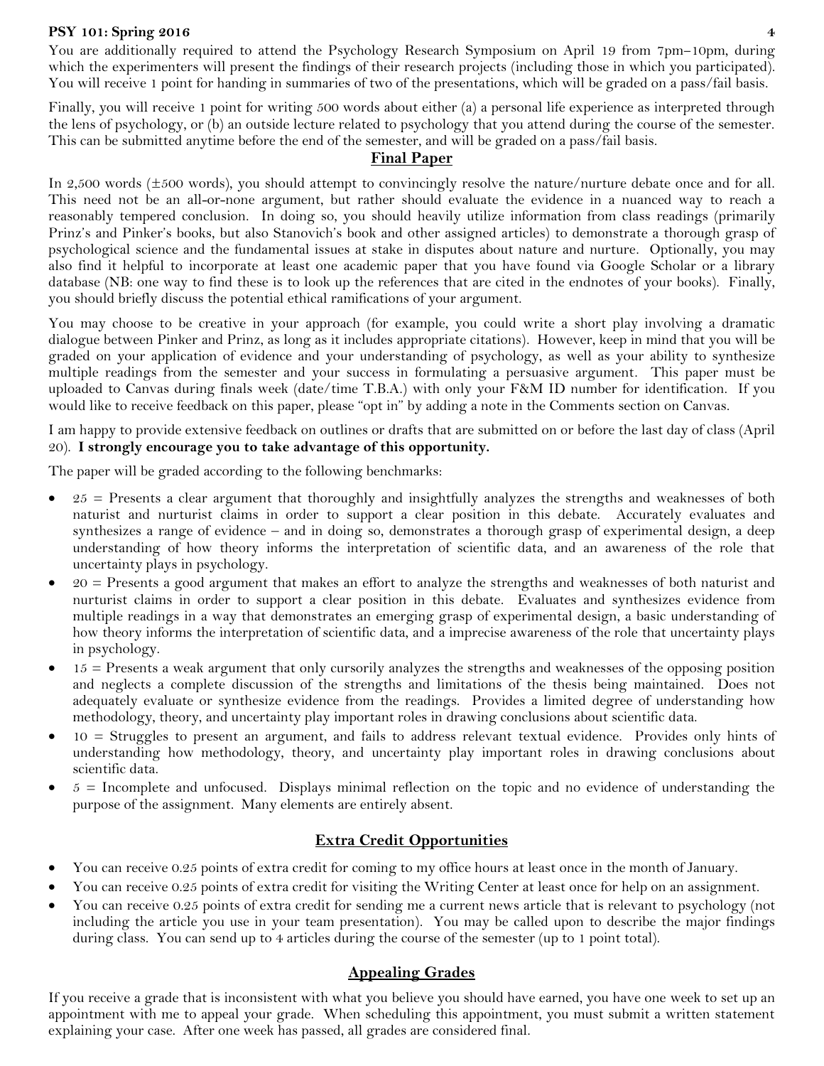You are additionally required to attend the Psychology Research Symposium on April 19 from 7pm–10pm, during which the experimenters will present the findings of their research projects (including those in which you participated). You will receive 1 point for handing in summaries of two of the presentations, which will be graded on a pass/fail basis.

Finally, you will receive 1 point for writing 500 words about either (a) a personal life experience as interpreted through the lens of psychology, or (b) an outside lecture related to psychology that you attend during the course of the semester. This can be submitted anytime before the end of the semester, and will be graded on a pass/fail basis.

## Final Paper

In 2,500 words (±500 words), you should attempt to convincingly resolve the nature/nurture debate once and for all. This need not be an all-or-none argument, but rather should evaluate the evidence in a nuanced way to reach a reasonably tempered conclusion. In doing so, you should heavily utilize information from class readings (primarily Prinz's and Pinker's books, but also Stanovich's book and other assigned articles) to demonstrate a thorough grasp of psychological science and the fundamental issues at stake in disputes about nature and nurture. Optionally, you may also find it helpful to incorporate at least one academic paper that you have found via Google Scholar or a library database (NB: one way to find these is to look up the references that are cited in the endnotes of your books). Finally, you should briefly discuss the potential ethical ramifications of your argument.

You may choose to be creative in your approach (for example, you could write a short play involving a dramatic dialogue between Pinker and Prinz, as long as it includes appropriate citations). However, keep in mind that you will be graded on your application of evidence and your understanding of psychology, as well as your ability to synthesize multiple readings from the semester and your success in formulating a persuasive argument. This paper must be uploaded to Canvas during finals week (date/time T.B.A.) with only your F&M ID number for identification. If you would like to receive feedback on this paper, please "opt in" by adding a note in the Comments section on Canvas.

I am happy to provide extensive feedback on outlines or drafts that are submitted on or before the last day of class (April 20). **I strongly encourage you to take advantage of this opportunity.**

The paper will be graded according to the following benchmarks:

- 25 = Presents a clear argument that thoroughly and insightfully analyzes the strengths and weaknesses of both naturist and nurturist claims in order to support a clear position in this debate. Accurately evaluates and synthesizes a range of evidence – and in doing so, demonstrates a thorough grasp of experimental design, a deep understanding of how theory informs the interpretation of scientific data, and an awareness of the role that uncertainty plays in psychology.
- 20 = Presents a good argument that makes an effort to analyze the strengths and weaknesses of both naturist and nurturist claims in order to support a clear position in this debate. Evaluates and synthesizes evidence from multiple readings in a way that demonstrates an emerging grasp of experimental design, a basic understanding of how theory informs the interpretation of scientific data, and a imprecise awareness of the role that uncertainty plays in psychology.
- 15 = Presents a weak argument that only cursorily analyzes the strengths and weaknesses of the opposing position and neglects a complete discussion of the strengths and limitations of the thesis being maintained. Does not adequately evaluate or synthesize evidence from the readings. Provides a limited degree of understanding how methodology, theory, and uncertainty play important roles in drawing conclusions about scientific data.
- 10 = Struggles to present an argument, and fails to address relevant textual evidence. Provides only hints of understanding how methodology, theory, and uncertainty play important roles in drawing conclusions about scientific data.
- 5 = Incomplete and unfocused. Displays minimal reflection on the topic and no evidence of understanding the purpose of the assignment. Many elements are entirely absent.

## Extra Credit Opportunities

- You can receive 0.25 points of extra credit for coming to my office hours at least once in the month of January.
- You can receive 0.25 points of extra credit for visiting the Writing Center at least once for help on an assignment.
- You can receive 0.25 points of extra credit for sending me a current news article that is relevant to psychology (not including the article you use in your team presentation). You may be called upon to describe the major findings during class. You can send up to 4 articles during the course of the semester (up to 1 point total).

## Appealing Grades

If you receive a grade that is inconsistent with what you believe you should have earned, you have one week to set up an appointment with me to appeal your grade. When scheduling this appointment, you must submit a written statement explaining your case. After one week has passed, all grades are considered final.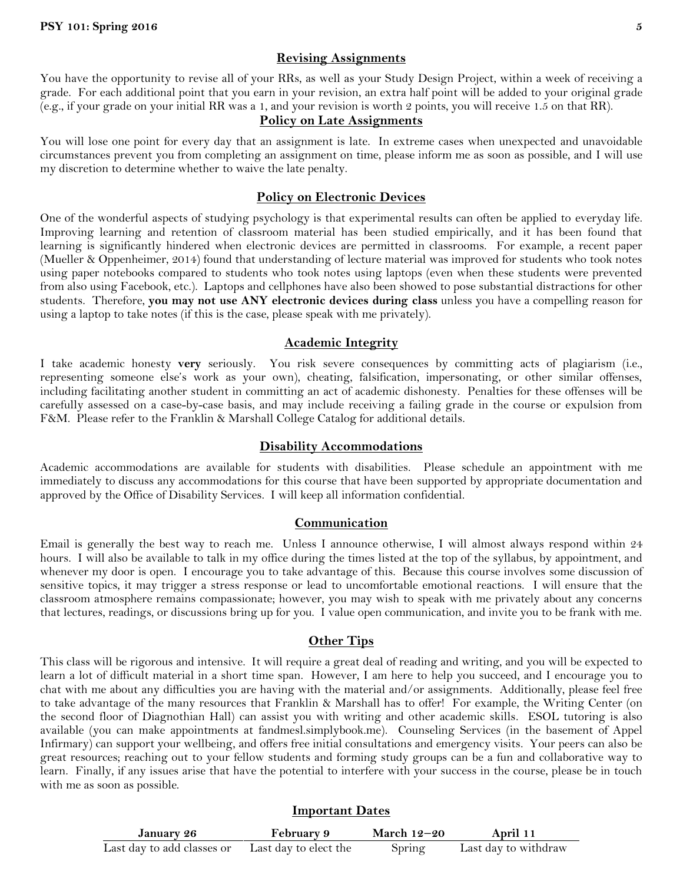## Revising Assignments

You have the opportunity to revise all of your RRs, as well as your Study Design Project, within a week of receiving a grade. For each additional point that you earn in your revision, an extra half point will be added to your original grade (e.g., if your grade on your initial RR was a 1, and your revision is worth 2 points, you will receive 1.5 on that RR).

## Policy on Late Assignments

You will lose one point for every day that an assignment is late. In extreme cases when unexpected and unavoidable circumstances prevent you from completing an assignment on time, please inform me as soon as possible, and I will use my discretion to determine whether to waive the late penalty.

## Policy on Electronic Devices

One of the wonderful aspects of studying psychology is that experimental results can often be applied to everyday life. Improving learning and retention of classroom material has been studied empirically, and it has been found that learning is significantly hindered when electronic devices are permitted in classrooms. For example, a recent paper (Mueller & Oppenheimer, 2014) found that understanding of lecture material was improved for students who took notes using paper notebooks compared to students who took notes using laptops (even when these students were prevented from also using Facebook, etc.). Laptops and cellphones have also been showed to pose substantial distractions for other students. Therefore, **you may not use ANY electronic devices during class** unless you have a compelling reason for using a laptop to take notes (if this is the case, please speak with me privately).

## Academic Integrity

I take academic honesty **very** seriously. You risk severe consequences by committing acts of plagiarism (i.e., representing someone else's work as your own), cheating, falsification, impersonating, or other similar offenses, including facilitating another student in committing an act of academic dishonesty. Penalties for these offenses will be carefully assessed on a case-by-case basis, and may include receiving a failing grade in the course or expulsion from F&M. Please refer to the Franklin & Marshall College Catalog for additional details.

## Disability Accommodations

Academic accommodations are available for students with disabilities. Please schedule an appointment with me immediately to discuss any accommodations for this course that have been supported by appropriate documentation and approved by the Office of Disability Services. I will keep all information confidential.

## Communication

Email is generally the best way to reach me. Unless I announce otherwise, I will almost always respond within 24 hours. I will also be available to talk in my office during the times listed at the top of the syllabus, by appointment, and whenever my door is open. I encourage you to take advantage of this. Because this course involves some discussion of sensitive topics, it may trigger a stress response or lead to uncomfortable emotional reactions. I will ensure that the classroom atmosphere remains compassionate; however, you may wish to speak with me privately about any concerns that lectures, readings, or discussions bring up for you. I value open communication, and invite you to be frank with me.

## Other Tips

This class will be rigorous and intensive. It will require a great deal of reading and writing, and you will be expected to learn a lot of difficult material in a short time span. However, I am here to help you succeed, and I encourage you to chat with me about any difficulties you are having with the material and/or assignments. Additionally, please feel free to take advantage of the many resources that Franklin & Marshall has to offer! For example, the Writing Center (on the second floor of Diagnothian Hall) can assist you with writing and other academic skills. ESOL tutoring is also available (you can make appointments at fandmesl.simplybook.me). Counseling Services (in the basement of Appel Infirmary) can support your wellbeing, and offers free initial consultations and emergency visits. Your peers can also be great resources; reaching out to your fellow students and forming study groups can be a fun and collaborative way to learn. Finally, if any issues arise that have the potential to interfere with your success in the course, please be in touch with me as soon as possible.

## Important Dates

| January 26 | February 9 | March 12–20 | April 11 |
|---|---|---|---|
| Last day to add classes or | Last day to elect the | Spring | Last day to withdraw |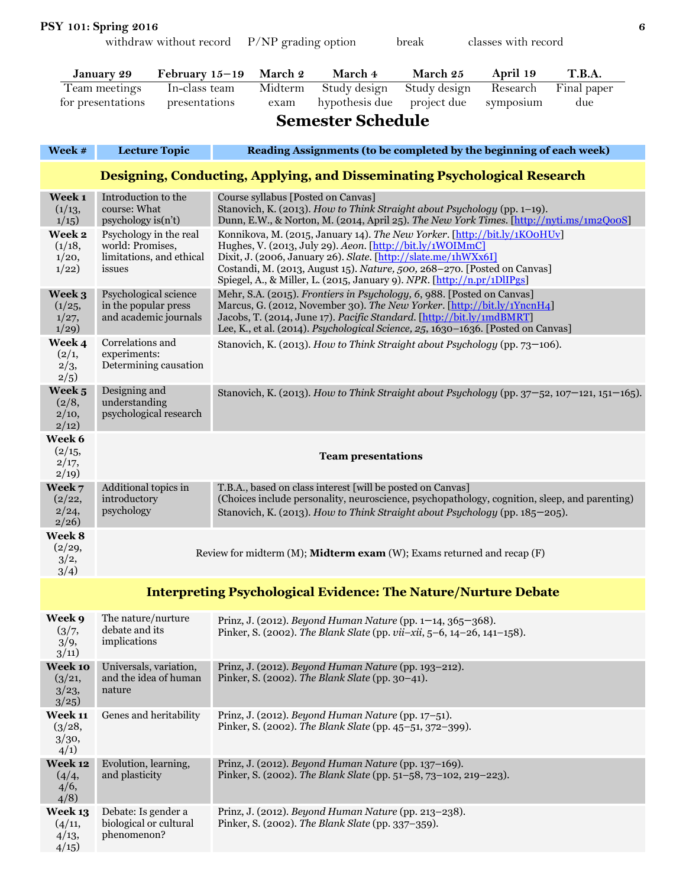withdraw without record P/NP grading option break classes with record

| January 29 | February 15–19 | March 2 | March 4 | March 25 | April 19 | T.B.A. |
|---|---|---|---|---|---|---|
| Team meetings for presentations | In-class team presentations | Midterm exam | Study design hypothesis due | Study design project due | Research symposium | Final paper due |

# Semester Schedule

| Week # | Lecture Topic | Reading Assignments (to be completed by the beginning of each week) |
|---|---|---|
| **Designing, Conducting, Applying, and Disseminating Psychological Research** | | |
| **Week 1** (1/13, 1/15) | Introduction to the course: What psychology is(n't) | Course syllabus [Posted on Canvas]<br>Stanovich, K. (2013). *How to Think Straight about Psychology* (pp. 1–19).<br>Dunn, E.W., & Norton, M. (2014, April 25). *The New York Times*. [http://nyti.ms/1m2QooS] |
| **Week 2** (1/18, 1/20, 1/22) | Psychology in the real world: Promises, limitations, and ethical issues | Konnikova, M. (2015, January 14). *The New Yorker*. [http://bit.ly/1KOoHUv]<br>Hughes, V. (2013, July 29). *Aeon*. [http://bit.ly/1WOIMmC]<br>Dixit, J. (2006, January 26). *Slate*. [http://slate.me/1hWXx6I]<br>Costandi, M. (2013, August 15). *Nature, 500,* 268–270. [Posted on Canvas]<br>Spiegel, A., & Miller, L. (2015, January 9). *NPR*. [http://n.pr/1DlIPgs] |
| **Week 3** (1/25, 1/27, 1/29) | Psychological science in the popular press and academic journals | Mehr, S.A. (2015). *Frontiers in Psychology, 6*, 988. [Posted on Canvas]<br>Marcus, G. (2012, November 30). *The New Yorker*. [http://bit.ly/1YncnH4]<br>Jacobs, T. (2014, June 17). *Pacific Standard*. [http://bit.ly/1mdBMRT]<br>Lee, K., et al. (2014). *Psychological Science, 25*, 1630–1636. [Posted on Canvas] |
| **Week 4** (2/1, 2/3, 2/5) | Correlations and experiments: Determining causation | Stanovich, K. (2013). *How to Think Straight about Psychology* (pp. 73–106). |
| **Week 5** (2/8, 2/10, 2/12) | Designing and understanding psychological research | Stanovich, K. (2013). *How to Think Straight about Psychology* (pp. 37–52, 107–121, 151–165). |
| **Week 6** (2/15, 2/17, 2/19) | **Team presentations** | |
| **Week 7** (2/22, 2/24, 2/26) | Additional topics in introductory psychology | T.B.A., based on class interest [will be posted on Canvas]<br>(Choices include personality, neuroscience, psychopathology, cognition, sleep, and parenting)<br>Stanovich, K. (2013). *How to Think Straight about Psychology* (pp. 185–205). |
| **Week 8** (2/29, 3/2, 3/4) | Review for midterm (M); **Midterm exam** (W); Exams returned and recap (F) | |
| **Interpreting Psychological Evidence: The Nature/Nurture Debate** | | |
| **Week 9** (3/7, 3/9, 3/11) | The nature/nurture debate and its implications | Prinz, J. (2012). *Beyond Human Nature* (pp. 1–14, 365–368).<br>Pinker, S. (2002). *The Blank Slate* (pp. *vii–xii*, 5–6, 14–26, 141–158). |
| **Week 10** (3/21, 3/23, 3/25) | Universals, variation, and the idea of human nature | Prinz, J. (2012). *Beyond Human Nature* (pp. 193–212).<br>Pinker, S. (2002). *The Blank Slate* (pp. 30–41). |
| **Week 11** (3/28, 3/30, 4/1) | Genes and heritability | Prinz, J. (2012). *Beyond Human Nature* (pp. 17–51).<br>Pinker, S. (2002). *The Blank Slate* (pp. 45–51, 372–399). |
| **Week 12** (4/4, 4/6, 4/8) | Evolution, learning, and plasticity | Prinz, J. (2012). *Beyond Human Nature* (pp. 137–169).<br>Pinker, S. (2002). *The Blank Slate* (pp. 51–58, 73–102, 219–223). |
| **Week 13** (4/11, 4/13, 4/15) | Debate: Is gender a biological or cultural phenomenon? | Prinz, J. (2012). *Beyond Human Nature* (pp. 213–238).<br>Pinker, S. (2002). *The Blank Slate* (pp. 337–359). |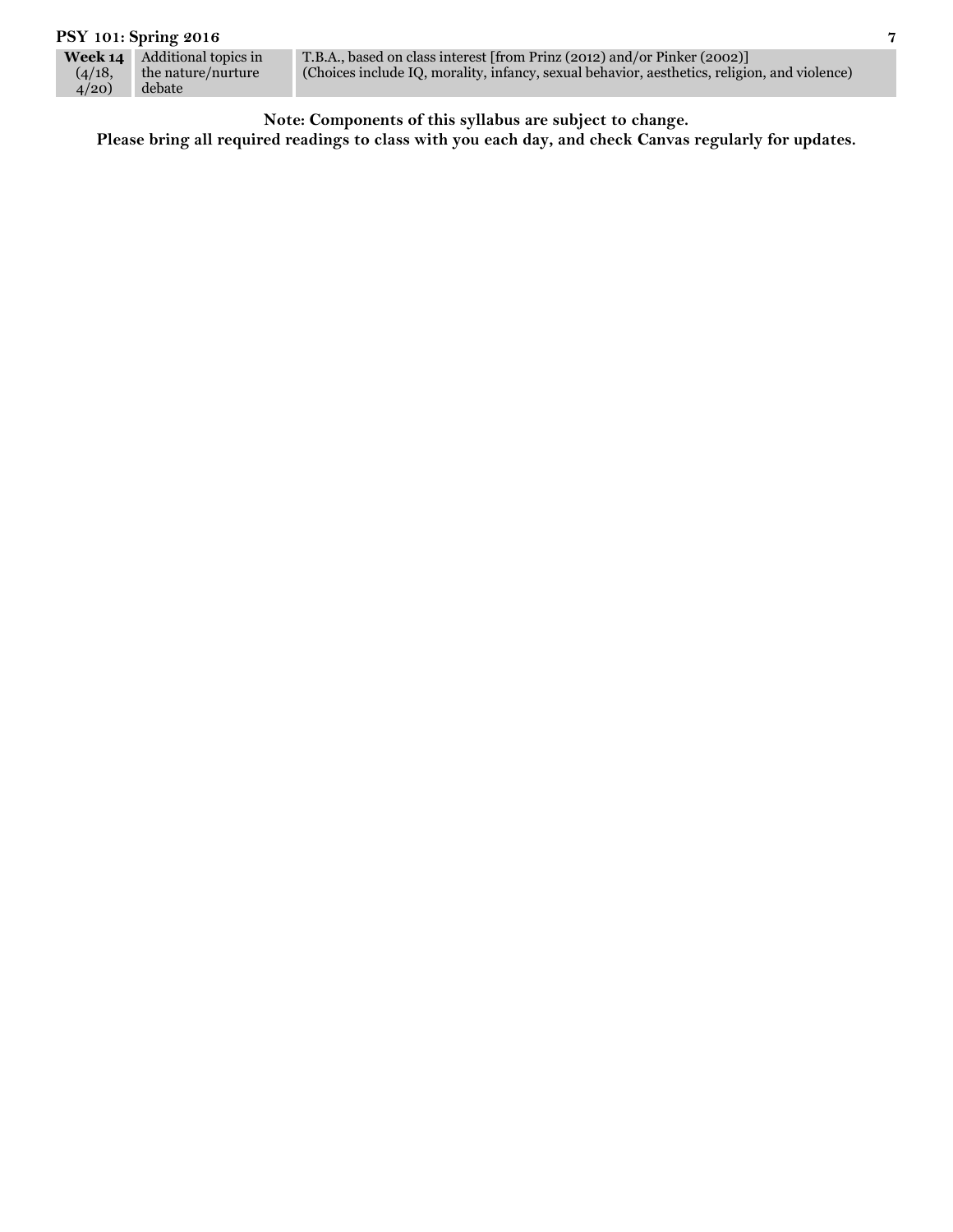| | | |
|---|---|---|
| **Week 14** (4/18, 4/20) | Additional topics in the nature/nurture debate | T.B.A., based on class interest [from Prinz (2012) and/or Pinker (2002)] (Choices include IQ, morality, infancy, sexual behavior, aesthetics, religion, and violence) |

**Note: Components of this syllabus are subject to change.**
**Please bring all required readings to class with you each day, and check Canvas regularly for updates.**